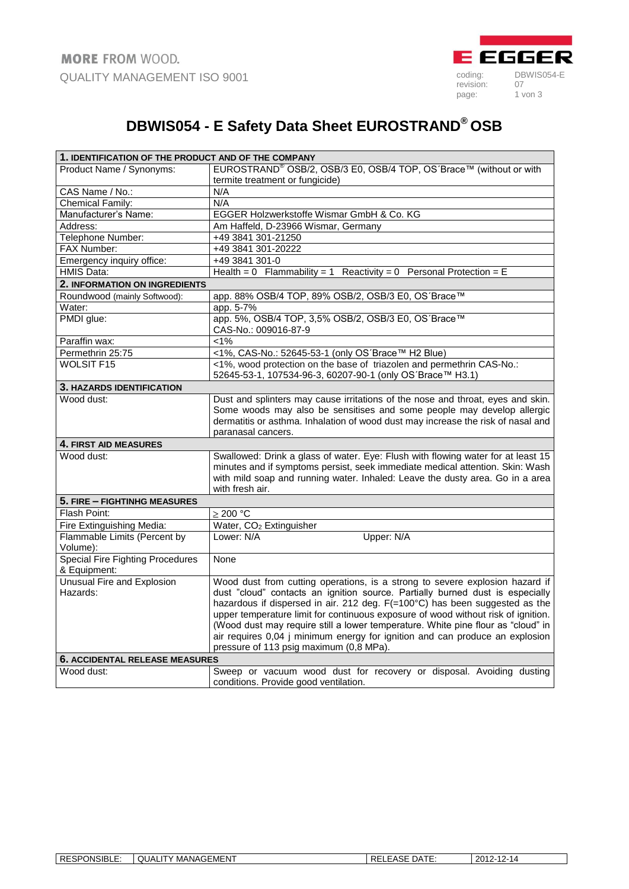MORE FROM WOOD.
QUALITY MANAGEMENT ISO 9001

| coding: | DBWIS054-E |
|---|---|
| revision: | 07 |

# DBWIS054 - E Safety Data Sheet EUROSTRAND® OSB

| **1. IDENTIFICATION OF THE PRODUCT AND OF THE COMPANY** | |
|---|---|
| Product Name / Synonyms: | EUROSTRAND® OSB/2, OSB/3 E0, OSB/4 TOP, OS´Brace™ (without or with termite treatment or fungicide) |
| CAS Name / No.: | N/A |
| Chemical Family: | N/A |
| Manufacturer's Name: | EGGER Holzwerkstoffe Wismar GmbH & Co. KG |
| Address: | Am Haffeld, D-23966 Wismar, Germany |
| Telephone Number: | +49 3841 301-21250 |
| FAX Number: | +49 3841 301-20222 |
| Emergency inquiry office: | +49 3841 301-0 |
| HMIS Data: | Health = 0 Flammability = 1 Reactivity = 0 Personal Protection = E |
| **2. INFORMATION ON INGREDIENTS** | |
| Roundwood (mainly Softwood): | app. 88% OSB/4 TOP, 89% OSB/2, OSB/3 E0, OS´Brace™ |
| Water: | app. 5-7% |
| PMDI glue: | app. 5%, OSB/4 TOP, 3,5% OSB/2, OSB/3 E0, OS´Brace™ CAS-No.: 009016-87-9 |
| Paraffin wax: | <1% |
| Permethrin 25:75 | <1%, CAS-No.: 52645-53-1 (only OS´Brace™ H2 Blue) |
| WOLSIT F15 | <1%, wood protection on the base of triazolen and permethrin CAS-No.: 52645-53-1, 107534-96-3, 60207-90-1 (only OS´Brace™ H3.1) |
| **3. HAZARDS IDENTIFICATION** | |
| Wood dust: | Dust and splinters may cause irritations of the nose and throat, eyes and skin. Some woods may also be sensitises and some people may develop allergic dermatitis or asthma. Inhalation of wood dust may increase the risk of nasal and paranasal cancers. |
| **4. FIRST AID MEASURES** | |
| Wood dust: | Swallowed: Drink a glass of water. Eye: Flush with flowing water for at least 15 minutes and if symptoms persist, seek immediate medical attention. Skin: Wash with mild soap and running water. Inhaled: Leave the dusty area. Go in a area with fresh air. |
| **5. FIRE – FIGHTINHG MEASURES** | |
| Flash Point: | ≥ 200 °C |
| Fire Extinguishing Media: | Water, $CO_2$ Extinguisher |
| Flammable Limits (Percent by Volume): | Lower: N/A Upper: N/A |
| Special Fire Fighting Procedures & Equipment: | None |
| Unusual Fire and Explosion Hazards: | Wood dust from cutting operations, is a strong to severe explosion hazard if dust "cloud" contacts an ignition source. Partially burned dust is especially hazardous if dispersed in air. 212 deg. F(=100°C) has been suggested as the upper temperature limit for continuous exposure of wood without risk of ignition. (Wood dust may require still a lower temperature. White pine flour as "cloud" in air requires 0,04 j minimum energy for ignition and can produce an explosion pressure of 113 psig maximum (0,8 MPa). |
| **6. ACCIDENTAL RELEASE MEASURES** | |
| Wood dust: | Sweep or vacuum wood dust for recovery or disposal. Avoiding dusting conditions. Provide good ventilation. |

| RESPONSIBLE: | QUALITY MANAGEMENT | RELEASE DATE: | 2012-12-14 |
|---|---|---|---|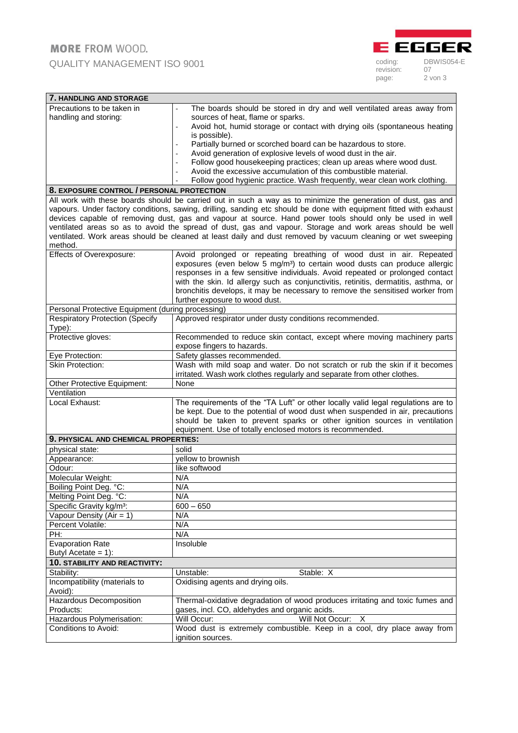| **7. HANDLING AND STORAGE** | |
|---|---|
| Precautions to be taken in handling and storing: | - The boards should be stored in dry and well ventilated areas away from sources of heat, flame or sparks.<br>- Avoid hot, humid storage or contact with drying oils (spontaneous heating is possible).<br>- Partially burned or scorched board can be hazardous to store.<br>- Avoid generation of explosive levels of wood dust in the air.<br>- Follow good housekeeping practices; clean up areas where wood dust.<br>- Avoid the excessive accumulation of this combustible material.<br>- Follow good hygienic practice. Wash frequently, wear clean work clothing. |

| **8. EXPOSURE CONTROL / PERSONAL PROTECTION** | |
|---|---|
| All work with these boards should be carried out in such a way as to minimize the generation of dust, gas and vapours. Under factory conditions, sawing, drilling, sanding etc should be done with equipment fitted with exhaust devices capable of removing dust, gas and vapour at source. Hand power tools should only be used in well ventilated areas so as to avoid the spread of dust, gas and vapour. Storage and work areas should be well ventilated. Work areas should be cleaned at least daily and dust removed by vacuum cleaning or wet sweeping method. | |
| Effects of Overexposure: | Avoid prolonged or repeating breathing of wood dust in air. Repeated exposures (even below 5 mg/m³) to certain wood dusts can produce allergic responses in a few sensitive individuals. Avoid repeated or prolonged contact with the skin. Id allergy such as conjunctivitis, retinitis, dermatitis, asthma, or bronchitis develops, it may be necessary to remove the sensitised worker from further exposure to wood dust. |
| Personal Protective Equipment (during processing) | |
| Respiratory Protection (Specify Type): | Approved respirator under dusty conditions recommended. |
| Protective gloves: | Recommended to reduce skin contact, except where moving machinery parts expose fingers to hazards. |
| Eye Protection: | Safety glasses recommended. |
| Skin Protection: | Wash with mild soap and water. Do not scratch or rub the skin if it becomes irritated. Wash work clothes regularly and separate from other clothes. |
| Other Protective Equipment: | None |
| Ventilation | |
| Local Exhaust: | The requirements of the "TA Luft" or other locally valid legal regulations are to be kept. Due to the potential of wood dust when suspended in air, precautions should be taken to prevent sparks or other ignition sources in ventilation equipment. Use of totally enclosed motors is recommended. |

| **9. PHYSICAL AND CHEMICAL PROPERTIES:** | |
|---|---|
| physical state: | solid |
| Appearance: | yellow to brownish |
| Odour: | like softwood |
| Molecular Weight: | N/A |
| Boiling Point Deg. °C: | N/A |
| Melting Point Deg. °C: | N/A |
| Specific Gravity kg/m³: | 600 – 650 |
| Vapour Density (Air = 1) | N/A |
| Percent Volatile: | N/A |
| PH: | N/A |
| Evaporation Rate Butyl Acetate = 1): | Insoluble |

| **10. STABILITY AND REACTIVITY:** | | |
|---|---|---|
| Stability: | Unstable: | Stable: X |
| Incompatibility (materials to Avoid): | Oxidising agents and drying oils. | |
| Hazardous Decomposition Products: | Thermal-oxidative degradation of wood produces irritating and toxic fumes and gases, incl. CO, aldehydes and organic acids. | |
| Hazardous Polymerisation: | Will Occur: | Will Not Occur: X |
| Conditions to Avoid: | Wood dust is extremely combustible. Keep in a cool, dry place away from ignition sources. | |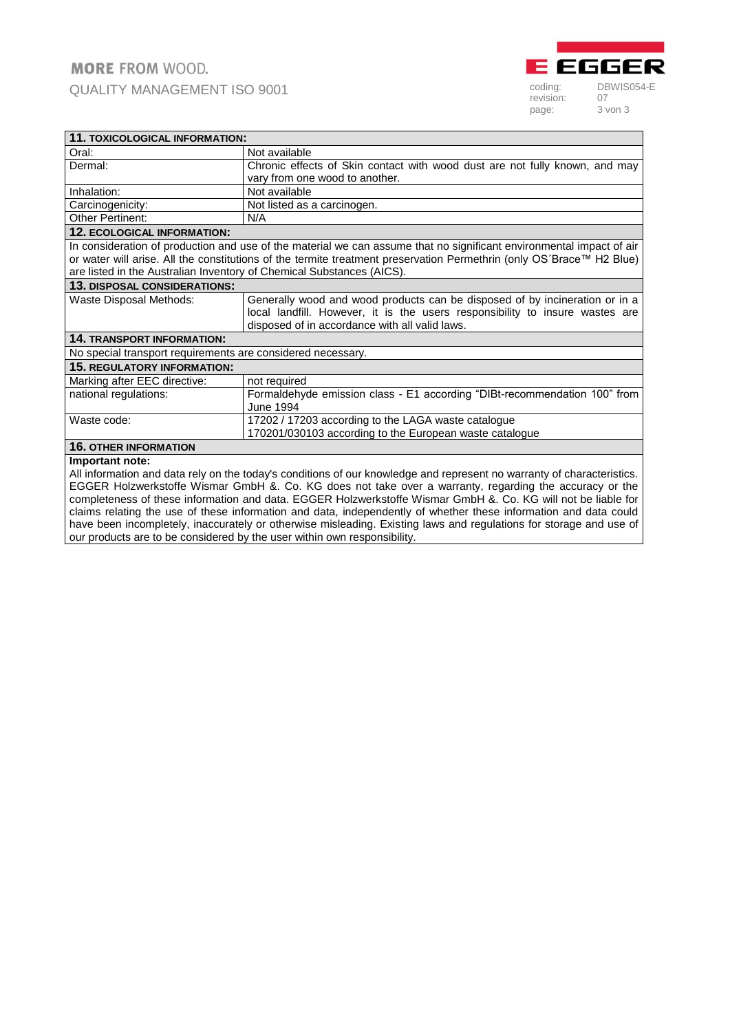## 11. TOXICOLOGICAL INFORMATION:

| | |
|---|---|
| Oral: | Not available |
| Dermal: | Chronic effects of Skin contact with wood dust are not fully known, and may vary from one wood to another. |
| Inhalation: | Not available |
| Carcinogenicity: | Not listed as a carcinogen. |
| Other Pertinent: | N/A |

## 12. ECOLOGICAL INFORMATION:

In consideration of production and use of the material we can assume that no significant environmental impact of air or water will arise. All the constitutions of the termite treatment preservation Permethrin (only OS´Brace™ H2 Blue) are listed in the Australian Inventory of Chemical Substances (AICS).

## 13. DISPOSAL CONSIDERATIONS:

| | |
|---|---|
| Waste Disposal Methods: | Generally wood and wood products can be disposed of by incineration or in a local landfill. However, it is the users responsibility to insure wastes are disposed of in accordance with all valid laws. |

## 14. TRANSPORT INFORMATION:

No special transport requirements are considered necessary.

## 15. REGULATORY INFORMATION:

| | |
|---|---|
| Marking after EEC directive: | not required |
| national regulations: | Formaldehyde emission class - E1 according "DIBt-recommendation 100" from June 1994 |
| Waste code: | 17202 / 17203 according to the LAGA waste catalogue<br>170201/030103 according to the European waste catalogue |

## 16. OTHER INFORMATION

**Important note:**

All information and data rely on the today's conditions of our knowledge and represent no warranty of characteristics. EGGER Holzwerkstoffe Wismar GmbH &. Co. KG does not take over a warranty, regarding the accuracy or the completeness of these information and data. EGGER Holzwerkstoffe Wismar GmbH &. Co. KG will not be liable for claims relating the use of these information and data, independently of whether these information and data could have been incompletely, inaccurately or otherwise misleading. Existing laws and regulations for storage and use of our products are to be considered by the user within own responsibility.